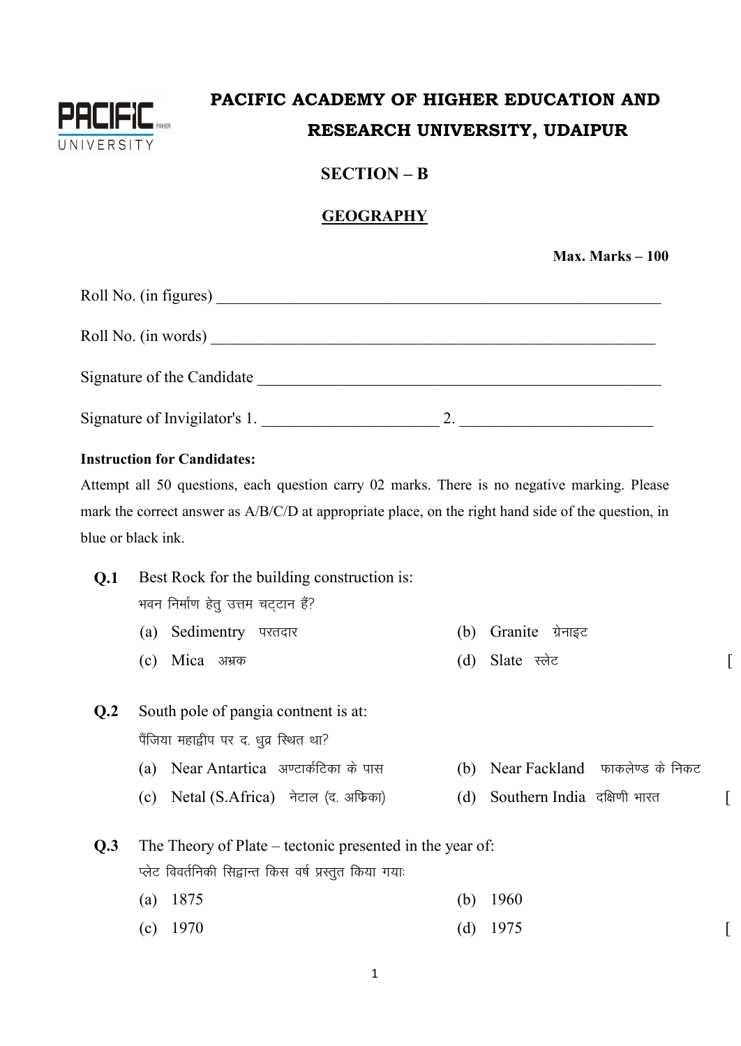# PACIFIC ACADEMY OF HIGHER EDUCATION AND RESEARCH UNIVERSITY, UDAIPUR

## SECTION – B

## GEOGRAPHY

**Max. Marks – 100**

Roll No. (in figures) ____________________________________________________________

Roll No. (in words) ____________________________________________________________

Signature of the Candidate ______________________________________________________

Signature of Invigilator's 1. ______________________ 2. ________________________

**Instruction for Candidates:**

Attempt all 50 questions, each question carry 02 marks. There is no negative marking. Please mark the correct answer as A/B/C/D at appropriate place, on the right hand side of the question, in blue or black ink.

**Q.1** Best Rock for the building construction is:
भवन निर्माण हेतु उत्तम चट्टान हैं?

(a) Sedimentry परतदार
(b) Granite ग्रेनाइट
(c) Mica अभ्रक
(d) Slate स्लेट [

**Q.2** South pole of pangia contnent is at:
पैंजिया महाद्वीप पर द. ध्रुव स्थित था?

(a) Near Antartica अण्टार्कटिका के पास
(b) Near Fackland फाकलेण्ड के निकट
(c) Netal (S.Africa) नेटाल (द. अफ्रिका)
(d) Southern India दक्षिणी भारत [

**Q.3** The Theory of Plate – tectonic presented in the year of:
प्लेट विवर्तनिकी सिद्वान्त किस वर्ष प्रस्तुत किया गयाः

(a) 1875
(b) 1960
(c) 1970
(d) 1975 [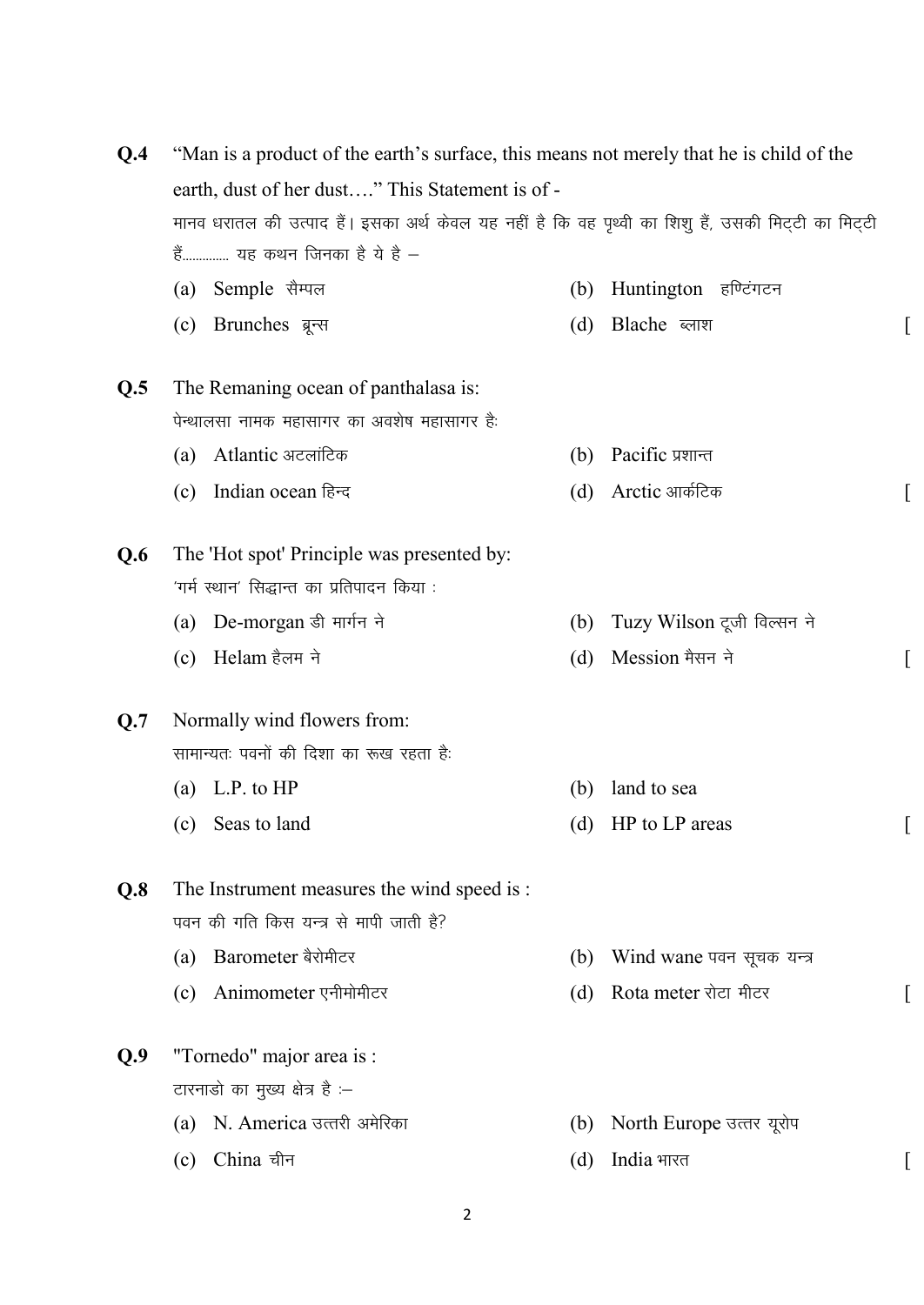**Q.4** "Man is a product of the earth's surface, this means not merely that he is child of the earth, dust of her dust…." This Statement is of -

मानव धरातल की उत्पाद हैं। इसका अर्थ केवल यह नहीं है कि वह पृथ्वी का शिशु हैं, उसकी मिट्टी का मिट्टी हैं............. यह कथन जिनका है ये है –

(a) Semple सैम्पल (b) Huntington हण्टिंगटन

(c) Brunches ब्रून्स (d) Blache ब्लाश [

**Q.5** The Remaning ocean of panthalasa is:

पेन्थालसा नामक महासागर का अवशेष महासागर हैः

(a) Atlantic अटलांटिक (b) Pacific प्रशान्त

(c) Indian ocean हिन्द (d) Arctic आर्कटिक [

**Q.6** The 'Hot spot' Principle was presented by:

'गर्म स्थान' सिद्धान्त का प्रतिपादन किया :

(a) De-morgan डी मार्गन ने (b) Tuzy Wilson टूजी विल्सन ने

(c) Helam हैलम ने (d) Mession मैसन ने [

**Q.7** Normally wind flowers from:

सामान्यतः पवनों की दिशा का रूख रहता हैः

(a) L.P. to HP (b) land to sea

(c) Seas to land (d) HP to LP areas [

**Q.8** The Instrument measures the wind speed is :

पवन की गति किस यन्त्र से मापी जाती है?

(a) Barometer बैरोमीटर (b) Wind wane पवन सूचक यन्त्र

(c) Animometer एनीमोमीटर (d) Rota meter रोटा मीटर [

**Q.9** "Tornedo" major area is :

टारनाडो का मुख्य क्षेत्र है :–

(a) N. America उत्तरी अमेरिका (b) North Europe उत्तर यूरोप

(c) China चीन (d) India भारत [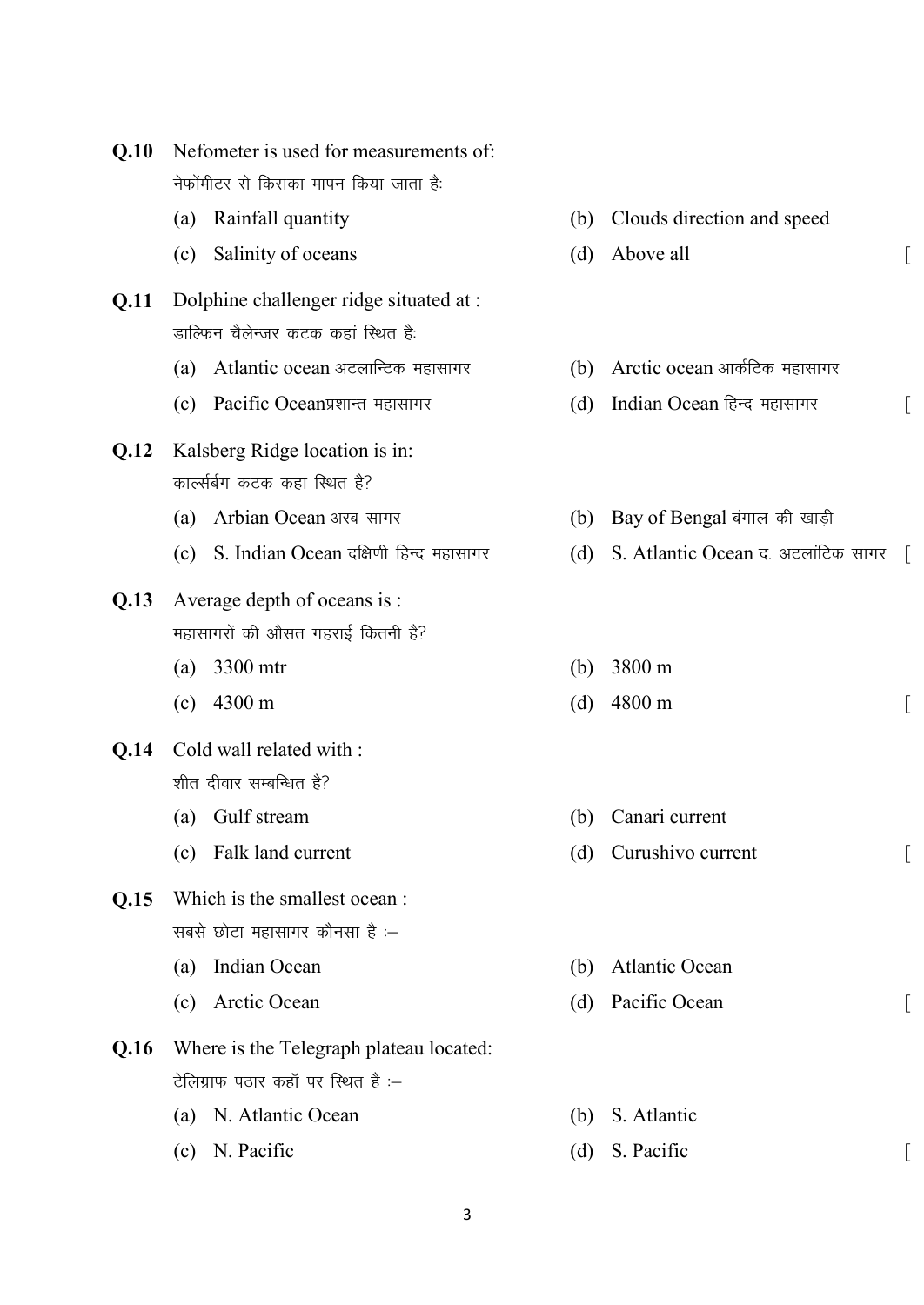**Q.10** Nefometer is used for measurements of:
नेफोंमीटर से किसका मापन किया जाता है:

(a) Rainfall quantity
(b) Clouds direction and speed
(c) Salinity of oceans
(d) Above all [

**Q.11** Dolphine challenger ridge situated at :
डाल्फिन चैलेन्जर कटक कहां स्थित है:

(a) Atlantic ocean अटलान्टिक महासागर
(b) Arctic ocean आर्कटिक महासागर
(c) Pacific Oceanप्रशान्त महासागर
(d) Indian Ocean हिन्द महासागर [

**Q.12** Kalsberg Ridge location is in:
कार्ल्सबर्ग कटक कहा स्थित है?

(a) Arbian Ocean अरब सागर
(b) Bay of Bengal बंगाल की खाड़ी
(c) S. Indian Ocean दक्षिणी हिन्द महासागर
(d) S. Atlantic Ocean द. अटलांटिक सागर [

**Q.13** Average depth of oceans is :
महासागरों की औसत गहराई कितनी है?

(a) 3300 mtr
(b) 3800 m
(c) 4300 m
(d) 4800 m [

**Q.14** Cold wall related with :
शीत दीवार सम्बन्धित है?

(a) Gulf stream
(b) Canari current
(c) Falk land current
(d) Curushivo current [

**Q.15** Which is the smallest ocean :
सबसे छोटा महासागर कौनसा है :–

(a) Indian Ocean
(b) Atlantic Ocean
(c) Arctic Ocean
(d) Pacific Ocean [

**Q.16** Where is the Telegraph plateau located:
टेलिग्राफ पठार कहॉ पर स्थित है :–

(a) N. Atlantic Ocean
(b) S. Atlantic
(c) N. Pacific
(d) S. Pacific [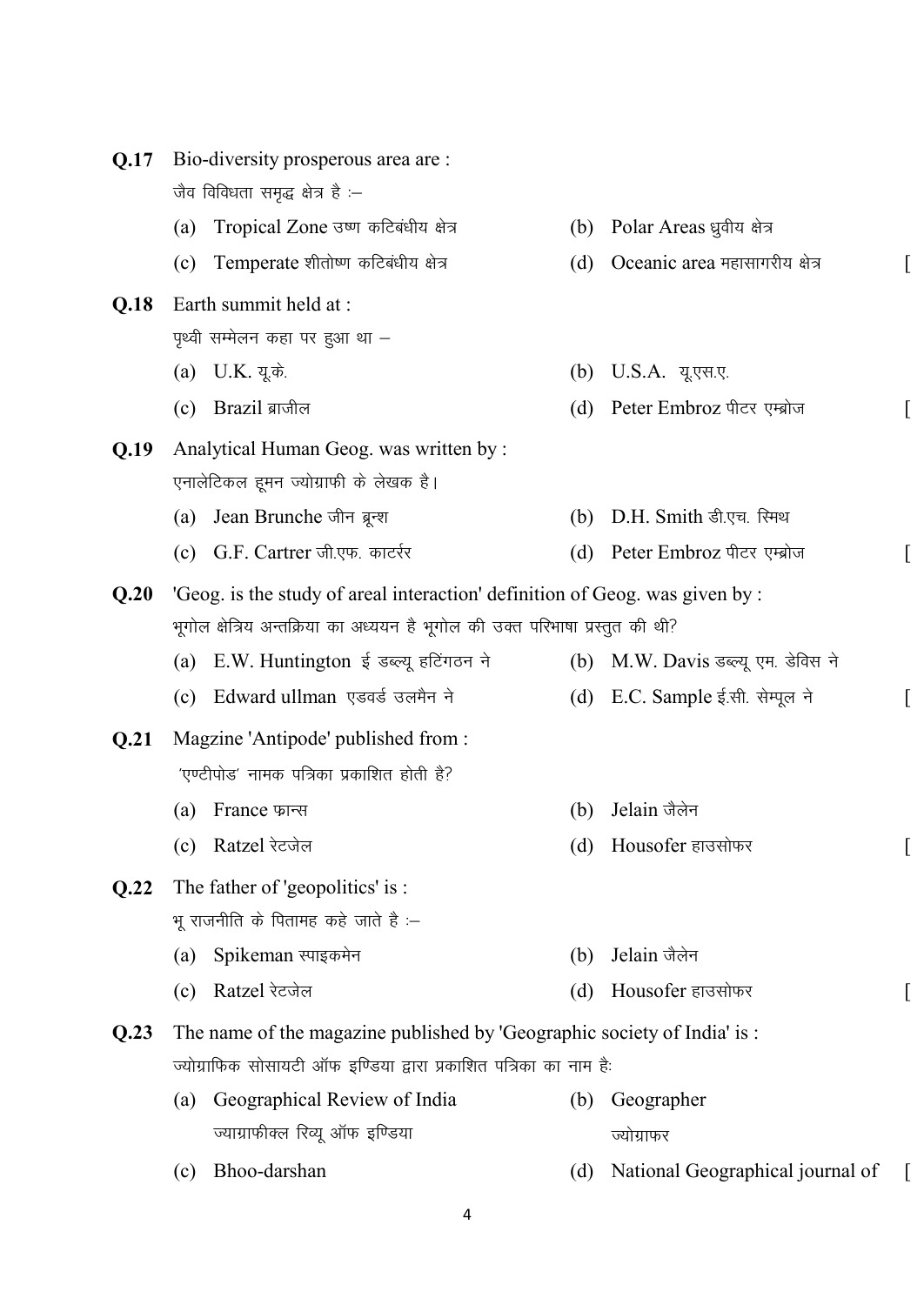**Q.17** Bio-diversity prosperous area are :

जैव विविधता समृद्ध क्षेत्र है :–

(a) Tropical Zone उष्ण कटिबंधीय क्षेत्र (b) Polar Areas ध्रुवीय क्षेत्र

(c) Temperate शीतोष्ण कटिबंधीय क्षेत्र (d) Oceanic area महासागरीय क्षेत्र [

**Q.18** Earth summit held at :

पृथ्वी सम्मेलन कहा पर हुआ था –

(a) U.K. यू.के. (b) U.S.A. यू.एस.ए.

(c) Brazil ब्राजील (d) Peter Embroz पीटर एम्ब्रोज [

**Q.19** Analytical Human Geog. was written by :

एनालेटिकल हूमन ज्योग्राफी के लेखक है।

(a) Jean Brunche जीन ब्रून्श (b) D.H. Smith डी.एच. स्मिथ

(c) G.F. Cartrer जी.एफ. कार्टरर (d) Peter Embroz पीटर एम्ब्रोज [

**Q.20** 'Geog. is the study of areal interaction' definition of Geog. was given by :

भूगोल क्षेत्रिय अन्तक्रिया का अध्ययन है भूगोल की उक्त परिभाषा प्रस्तुत की थी?

(a) E.W. Huntington ई डब्ल्यू हटिंगठन ने (b) M.W. Davis डब्ल्यू एम. डेविस ने

(c) Edward ullman एडवर्ड उलमैन ने (d) E.C. Sample ई.सी. सेम्पूल ने [

**Q.21** Magzine 'Antipode' published from :

'एण्टीपोड' नामक पत्रिका प्रकाशित होती है?

(a) France फ्रान्स (b) Jelain जैलेन

(c) Ratzel रेटजेल (d) Housofer हाउसोफर [

**Q.22** The father of 'geopolitics' is :

भू राजनीति के पितामह कहे जाते है :–

(a) Spikeman स्पाइकमेन (b) Jelain जैलेन

(c) Ratzel रेटजेल (d) Housofer हाउसोफर [

**Q.23** The name of the magazine published by 'Geographic society of India' is :

ज्योग्राफिक सोसायटी ऑफ इण्डिया द्वारा प्रकाशित पत्रिका का नाम हैः

(a) Geographical Review of India ज्याग्राफीक्ल रिव्यू ऑफ इण्डिया (b) Geographer ज्योग्राफर

(c) Bhoo-darshan (d) National Geographical journal of [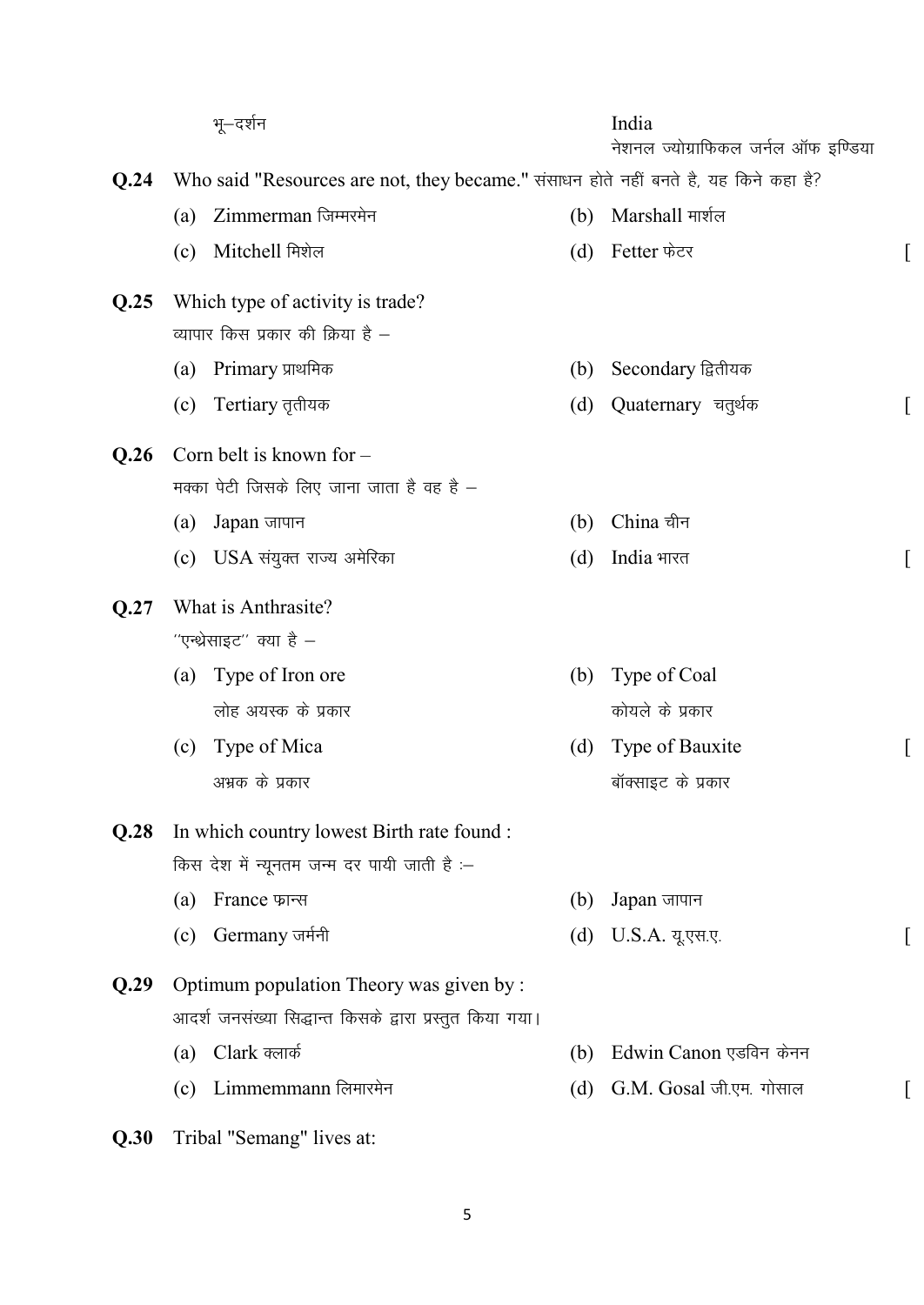भू–दर्शन | India
नेशनल ज्योग्राफिकल जर्नल ऑफ इण्डिया

**Q.24** Who said "Resources are not, they became." संसाधन होते नहीं बनते है, यह किने कहा है?

(a) Zimmerman जिम्मरमेन
(b) Marshall मार्शल
(c) Mitchell मिशेल
(d) Fetter फेटर [

**Q.25** Which type of activity is trade?
व्यापार किस प्रकार की क्रिया है –

(a) Primary प्राथमिक
(b) Secondary द्वितीयक
(c) Tertiary तृतीयक
(d) Quaternary चतुर्थक [

**Q.26** Corn belt is known for –
मक्का पेटी जिसके लिए जाना जाता है वह है –

(a) Japan जापान
(b) China चीन
(c) USA संयुक्त राज्य अमेरिका
(d) India भारत [

**Q.27** What is Anthrasite?
''एन्थ्रेसाइट'' क्या है –

(a) Type of Iron ore
लोह अयस्क के प्रकार
(b) Type of Coal
कोयले के प्रकार
(c) Type of Mica
अभ्रक के प्रकार
(d) Type of Bauxite
बॉक्साइट के प्रकार [

**Q.28** In which country lowest Birth rate found :
किस देश में न्यूनतम जन्म दर पायी जाती है :–

(a) France फान्स
(b) Japan जापान
(c) Germany जर्मनी
(d) U.S.A. यू.एस.ए. [

**Q.29** Optimum population Theory was given by :
आदर्श जनसंख्या सिद्धान्त किसके द्वारा प्रस्तुत किया गया।

(a) Clark क्लार्क
(b) Edwin Canon एडविन केनन
(c) Limmemmann लिमारमेन
(d) G.M. Gosal जी.एम. गोसाल [

**Q.30** Tribal "Semang" lives at: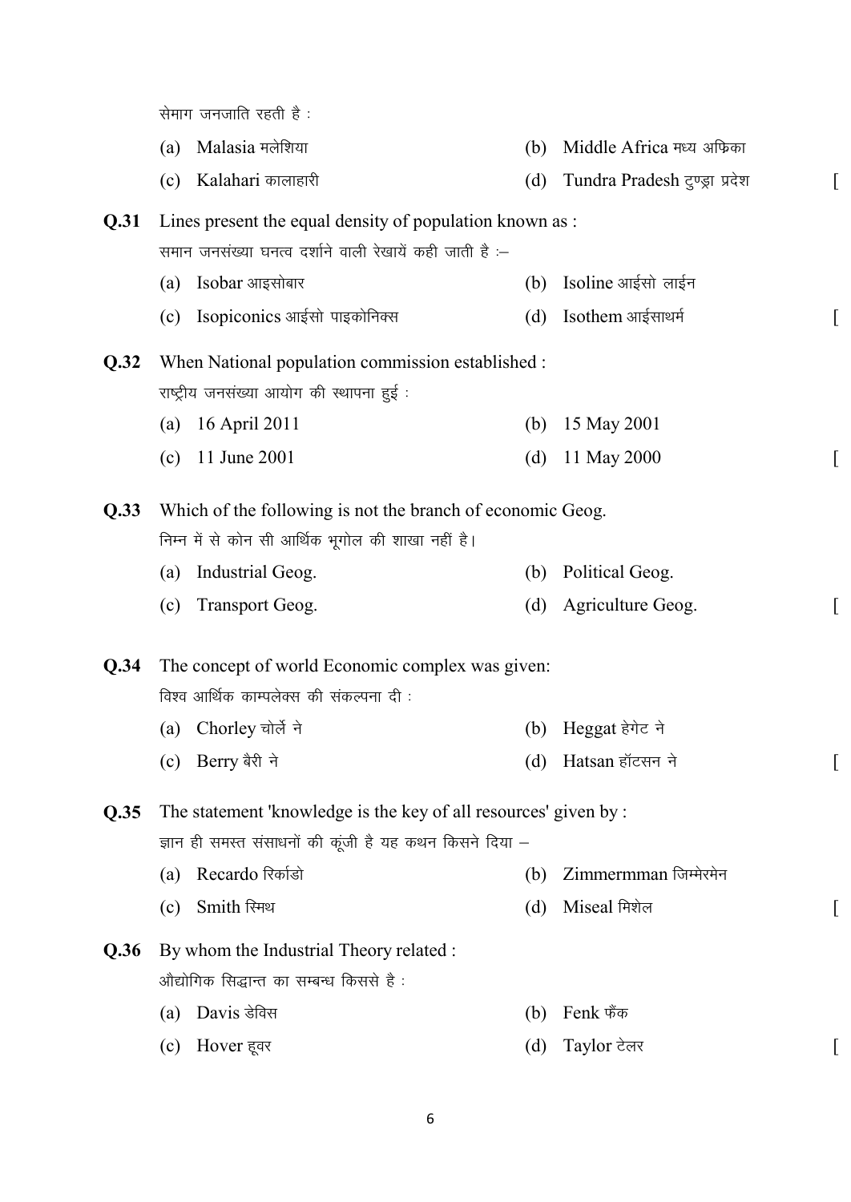सेमाग जनजाति रहती है :

(a) Malasia मलेशिया (b) Middle Africa मध्य अफ्रिका

(c) Kalahari कालाहारी (d) Tundra Pradesh टुण्ड्रा प्रदेश [

**Q.31** Lines present the equal density of population known as :

समान जनसंख्या घनत्व दर्शाने वाली रेखायें कही जाती है :–

(a) Isobar आइसोबार (b) Isoline आईसो लाईन

(c) Isopiconics आईसो पाइकोनिक्स (d) Isothem आईसाथर्म [

**Q.32** When National population commission established :

राष्ट्रीय जनसंख्या आयोग की स्थापना हुई :

(a) 16 April 2011 (b) 15 May 2001

(c) 11 June 2001 (d) 11 May 2000 [

**Q.33** Which of the following is not the branch of economic Geog.

निम्न में से कोन सी आर्थिक भूगोल की शाखा नहीं है।

(a) Industrial Geog. (b) Political Geog.

(c) Transport Geog. (d) Agriculture Geog. [

**Q.34** The concept of world Economic complex was given:

विश्व आर्थिक काम्पलेक्स की संकल्पना दी :

(a) Chorley चोर्ले ने (b) Heggat हेगेट ने

(c) Berry बैरी ने (d) Hatsan हॉटसन ने [

**Q.35** The statement 'knowledge is the key of all resources' given by :

ज्ञान ही समस्त संसाधनों की कूंजी है यह कथन किसने दिया –

(a) Recardo रिर्काडो (b) Zimmermman जिम्मेरमेन

(c) Smith स्मिथ (d) Miseal मिशेल [

**Q.36** By whom the Industrial Theory related :

औद्योगिक सिद्धान्त का सम्बन्ध किससे है :

(a) Davis डेविस (b) Fenk फैंक

(c) Hover हूवर (d) Taylor टेलर [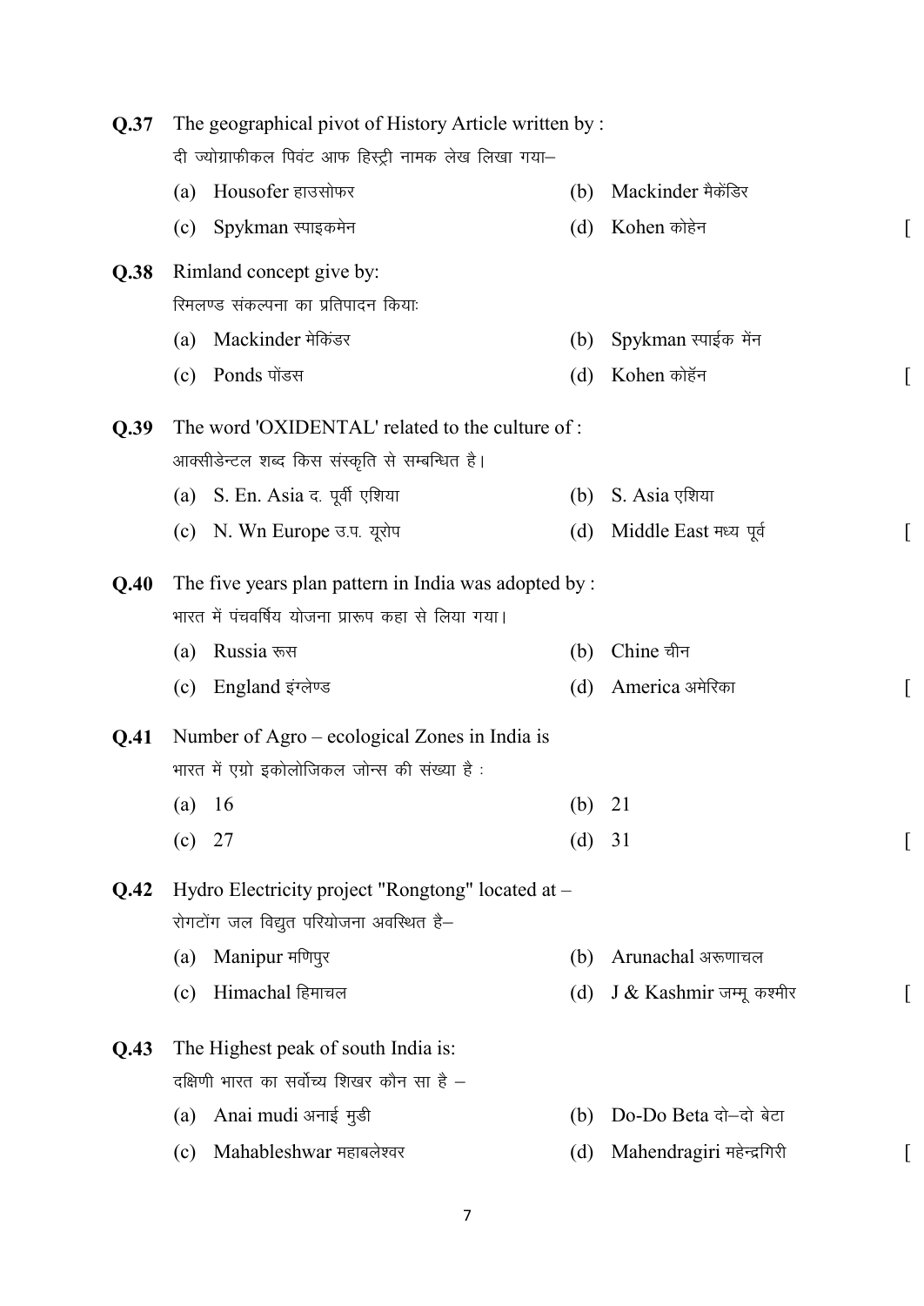**Q.37** The geographical pivot of History Article written by :

दी ज्योग्राफीकल पिवंट आफ हिस्ट्री नामक लेख लिखा गया–

(a) Housofer हाउसोफर (b) Mackinder मैकेंडिर

(c) Spykman स्पाइकमेन (d) Kohen कोहेन [

**Q.38** Rimland concept give by:

रिमलण्ड संकल्पना का प्रतिपादन कियाः

(a) Mackinder मेकिंडर (b) Spykman स्पाईक मेंन

(c) Ponds पोंडस (d) Kohen कोहॅन [

**Q.39** The word 'OXIDENTAL' related to the culture of :

आक्सीडेन्टल शब्द किस संस्कृति से सम्बन्धित है।

(a) S. En. Asia द. पूर्वी एशिया (b) S. Asia एशिया

(c) N. Wn Europe उ.प. यूरोप (d) Middle East मध्य पूर्व [

**Q.40** The five years plan pattern in India was adopted by :

भारत में पंचवर्षिय योजना प्रारूप कहा से लिया गया।

(a) Russia रूस (b) Chine चीन

(c) England इंग्लेण्ड (d) America अमेरिका [

**Q.41** Number of Agro – ecological Zones in India is

भारत में एग्रो इकोलोजिकल जोन्स की संख्या है :

(a) 16 (b) 21

(c) 27 (d) 31 [

**Q.42** Hydro Electricity project "Rongtong" located at –

रोगटोंग जल विद्युत परियोजना अवस्थित है–

(a) Manipur मणिपुर (b) Arunachal अरूणाचल

(c) Himachal हिमाचल (d) J & Kashmir जम्मू कश्मीर [

**Q.43** The Highest peak of south India is:

दक्षिणी भारत का सर्वोच्य शिखर कौन सा है –

(a) Anai mudi अनाई मुडी (b) Do-Do Beta दो–दो बेटा

(c) Mahableshwar महाबलेश्वर (d) Mahendragiri महेन्द्रगिरी [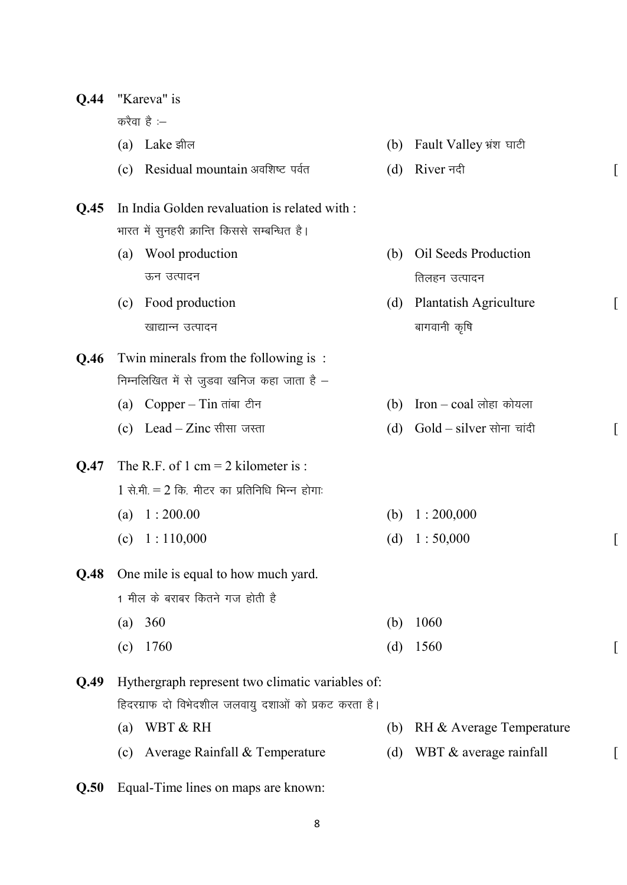**Q.44** "Kareva" is

करैवा है :–

(a) Lake झील

(b) Fault Valley भ्रंश घाटी

(c) Residual mountain अवशिष्ट पर्वत

(d) River नदी [

**Q.45** In India Golden revaluation is related with :

भारत में सुनहरी क्रान्ति किससे सम्बन्धित है।

(a) Wool production
ऊन उत्पादन

(b) Oil Seeds Production
तिलहन उत्पादन

(c) Food production
खाद्यान्न उत्पादन

(d) Plantatish Agriculture
बागवानी कृषि [

**Q.46** Twin minerals from the following is :

निम्नलिखित में से जुडवा खनिज कहा जाता है –

(a) Copper – Tin तांबा टीन

(b) Iron – coal लोहा कोयला

(c) Lead – Zinc सीसा जस्ता

(d) Gold – silver सोना चांदी [

**Q.47** The R.F. of 1 cm = 2 kilometer is :

1 से.मी. = 2 कि. मीटर का प्रतिनिधि भिन्न होगाः

(a) 1 : 200.00

(b) 1 : 200,000

(c) 1 : 110,000

(d) 1 : 50,000 [

**Q.48** One mile is equal to how much yard.

1 मील के बराबर कितने गज होती है

(a) 360

(b) 1060

(c) 1760

(d) 1560 [

**Q.49** Hythergraph represent two climatic variables of:

हिदरग्राफ दो विभेदशील जलवायु दशाओं को प्रकट करता है।

(a) WBT & RH

(b) RH & Average Temperature

(c) Average Rainfall & Temperature

(d) WBT & average rainfall [

**Q.50** Equal-Time lines on maps are known: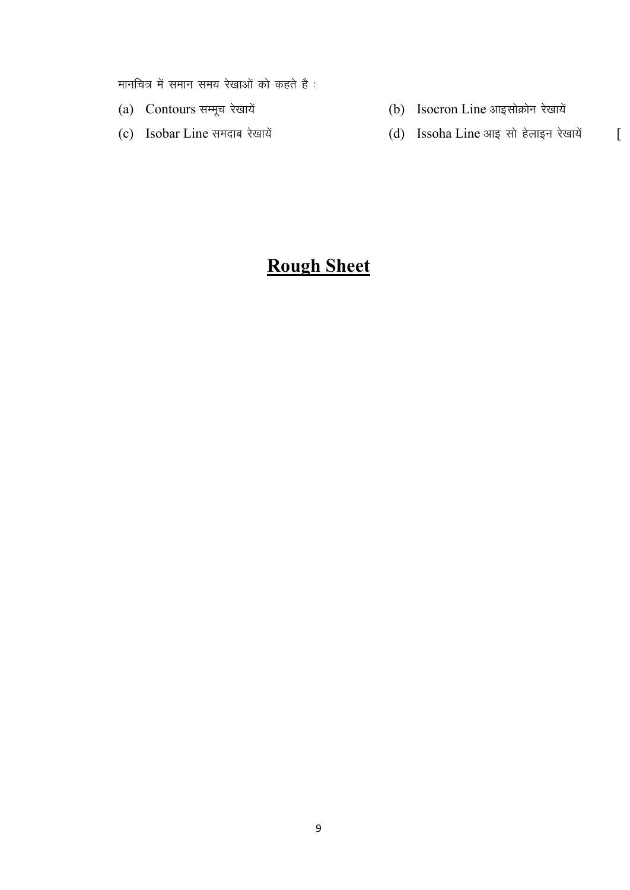मानचित्र में समान समय रेखाओं को कहते है :

(a) Contours सम्मूच रेखायें

(b) Isocron Line आइसोक्रोन रेखायें

(c) Isobar Line समदाब रेखायें

(d) Issoha Line आइ सो हेलाइन रेखायें [

## **Rough Sheet**